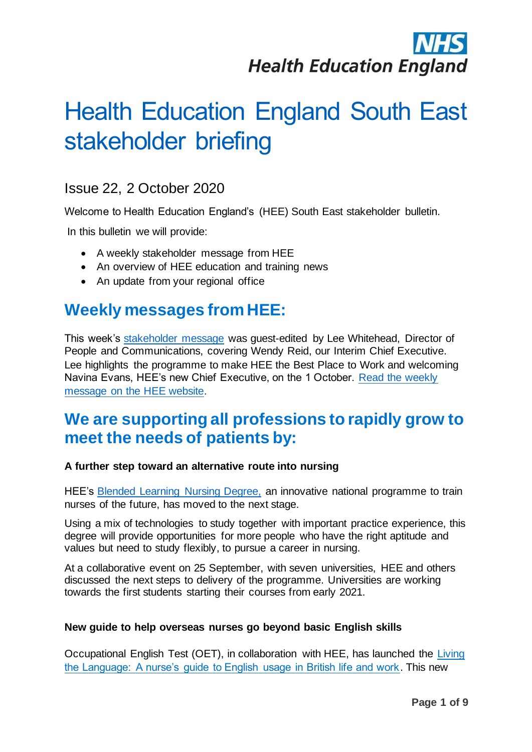# Health Education England South East stakeholder briefing

## Issue 22, 2 October 2020

Welcome to Health Education England's (HEE) South East stakeholder bulletin.

In this bulletin we will provide:

- A weekly stakeholder message from HEE
- An overview of HEE education and training news
- An update from your regional office

## Weekly messages from HEE:

This week's stakeholder message was guest-edited by Lee Whitehead, Director of People and Communications, covering Wendy Reid, our Interim Chief Executive. Lee highlights the programme to make HEE the Best Place to Work and welcoming Navina Evans, HEE's new Chief Executive, on the 1 October. Read the weekly message on the HEE website.

## We are supporting all professions to rapidly grow to meet the needs of patients by:

**A further step toward an alternative route into nursing**

HEE's Blended Learning Nursing Degree, an innovative national programme to train nurses of the future, has moved to the next stage.

Using a mix of technologies to study together with important practice experience, this degree will provide opportunities for more people who have the right aptitude and values but need to study flexibly, to pursue a career in nursing.

At a collaborative event on 25 September, with seven universities, HEE and others discussed the next steps to delivery of the programme. Universities are working towards the first students starting their courses from early 2021.

**New guide to help overseas nurses go beyond basic English skills**

Occupational English Test (OET), in collaboration with HEE, has launched the Living the Language: A nurse's guide to English usage in British life and work. This new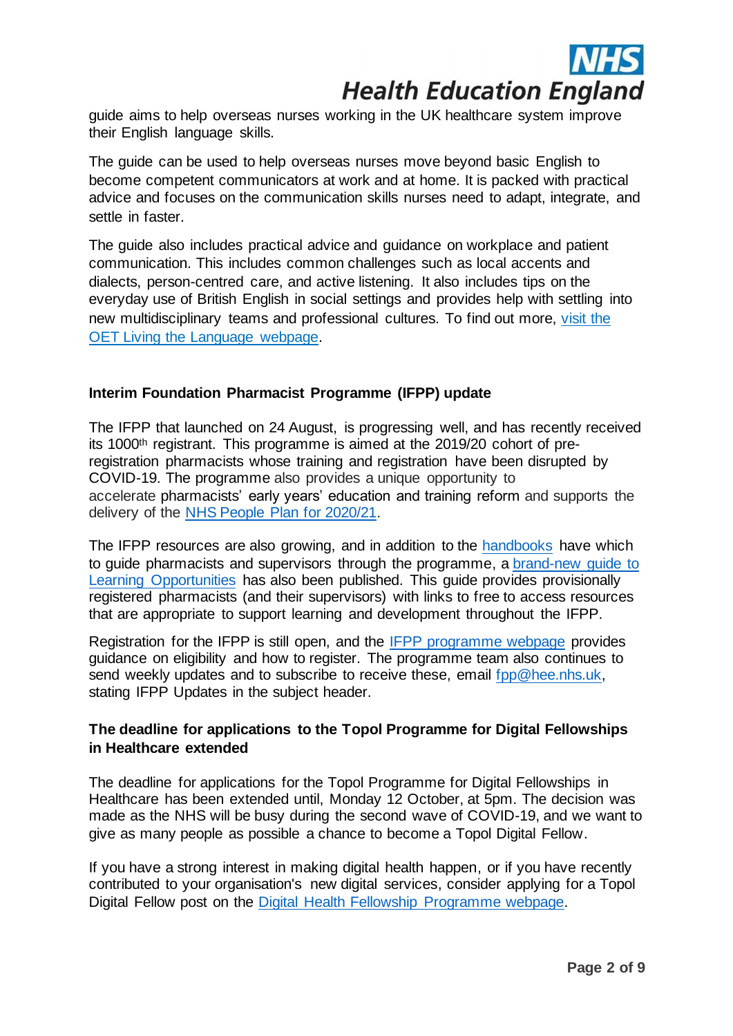guide aims to help overseas nurses working in the UK healthcare system improve their English language skills.

The guide can be used to help overseas nurses move beyond basic English to become competent communicators at work and at home. It is packed with practical advice and focuses on the communication skills nurses need to adapt, integrate, and settle in faster.

The guide also includes practical advice and guidance on workplace and patient communication. This includes common challenges such as local accents and dialects, person-centred care, and active listening. It also includes tips on the everyday use of British English in social settings and provides help with settling into new multidisciplinary teams and professional cultures. To find out more, visit the OET Living the Language webpage.

**Interim Foundation Pharmacist Programme (IFPP) update**

The IFPP that launched on 24 August, is progressing well, and has recently received its 1000th registrant. This programme is aimed at the 2019/20 cohort of pre-registration pharmacists whose training and registration have been disrupted by COVID-19. The programme also provides a unique opportunity to accelerate pharmacists' early years' education and training reform and supports the delivery of the NHS People Plan for 2020/21.

The IFPP resources are also growing, and in addition to the handbooks have which to guide pharmacists and supervisors through the programme, a brand-new guide to Learning Opportunities has also been published. This guide provides provisionally registered pharmacists (and their supervisors) with links to free to access resources that are appropriate to support learning and development throughout the IFPP.

Registration for the IFPP is still open, and the IFPP programme webpage provides guidance on eligibility and how to register. The programme team also continues to send weekly updates and to subscribe to receive these, email fpp@hee.nhs.uk, stating IFPP Updates in the subject header.

**The deadline for applications to the Topol Programme for Digital Fellowships in Healthcare extended**

The deadline for applications for the Topol Programme for Digital Fellowships in Healthcare has been extended until, Monday 12 October, at 5pm. The decision was made as the NHS will be busy during the second wave of COVID-19, and we want to give as many people as possible a chance to become a Topol Digital Fellow.

If you have a strong interest in making digital health happen, or if you have recently contributed to your organisation's new digital services, consider applying for a Topol Digital Fellow post on the Digital Health Fellowship Programme webpage.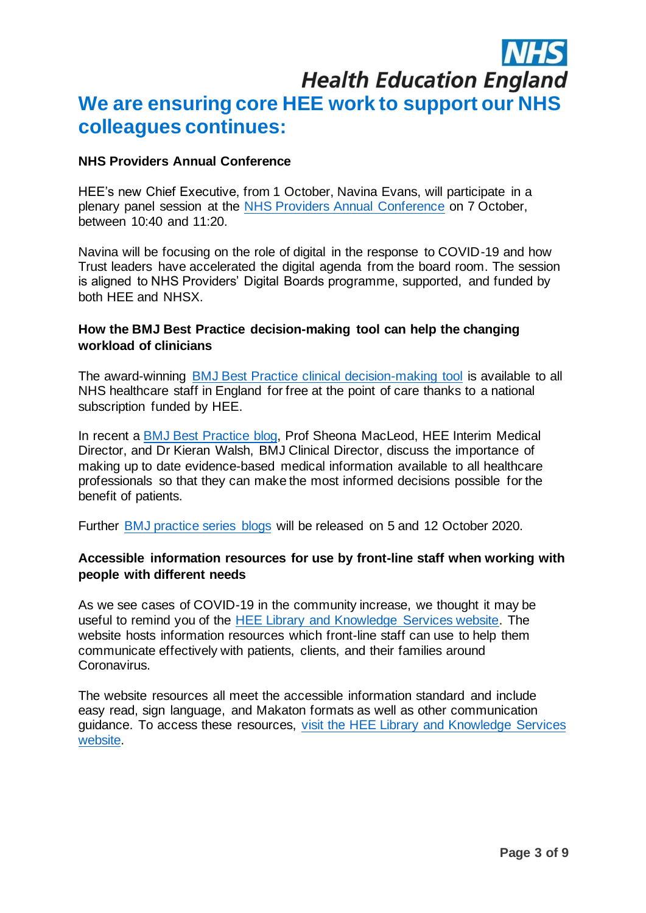# We are ensuring core HEE work to support our NHS colleagues continues:

### NHS Providers Annual Conference

HEE's new Chief Executive, from 1 October, Navina Evans, will participate in a plenary panel session at the NHS Providers Annual Conference on 7 October, between 10:40 and 11:20.

Navina will be focusing on the role of digital in the response to COVID-19 and how Trust leaders have accelerated the digital agenda from the board room. The session is aligned to NHS Providers' Digital Boards programme, supported, and funded by both HEE and NHSX.

### How the BMJ Best Practice decision-making tool can help the changing workload of clinicians

The award-winning BMJ Best Practice clinical decision-making tool is available to all NHS healthcare staff in England for free at the point of care thanks to a national subscription funded by HEE.

In recent a BMJ Best Practice blog, Prof Sheona MacLeod, HEE Interim Medical Director, and Dr Kieran Walsh, BMJ Clinical Director, discuss the importance of making up to date evidence-based medical information available to all healthcare professionals so that they can make the most informed decisions possible for the benefit of patients.

Further BMJ practice series blogs will be released on 5 and 12 October 2020.

### Accessible information resources for use by front-line staff when working with people with different needs

As we see cases of COVID-19 in the community increase, we thought it may be useful to remind you of the HEE Library and Knowledge Services website. The website hosts information resources which front-line staff can use to help them communicate effectively with patients, clients, and their families around Coronavirus.

The website resources all meet the accessible information standard and include easy read, sign language, and Makaton formats as well as other communication guidance. To access these resources, visit the HEE Library and Knowledge Services website.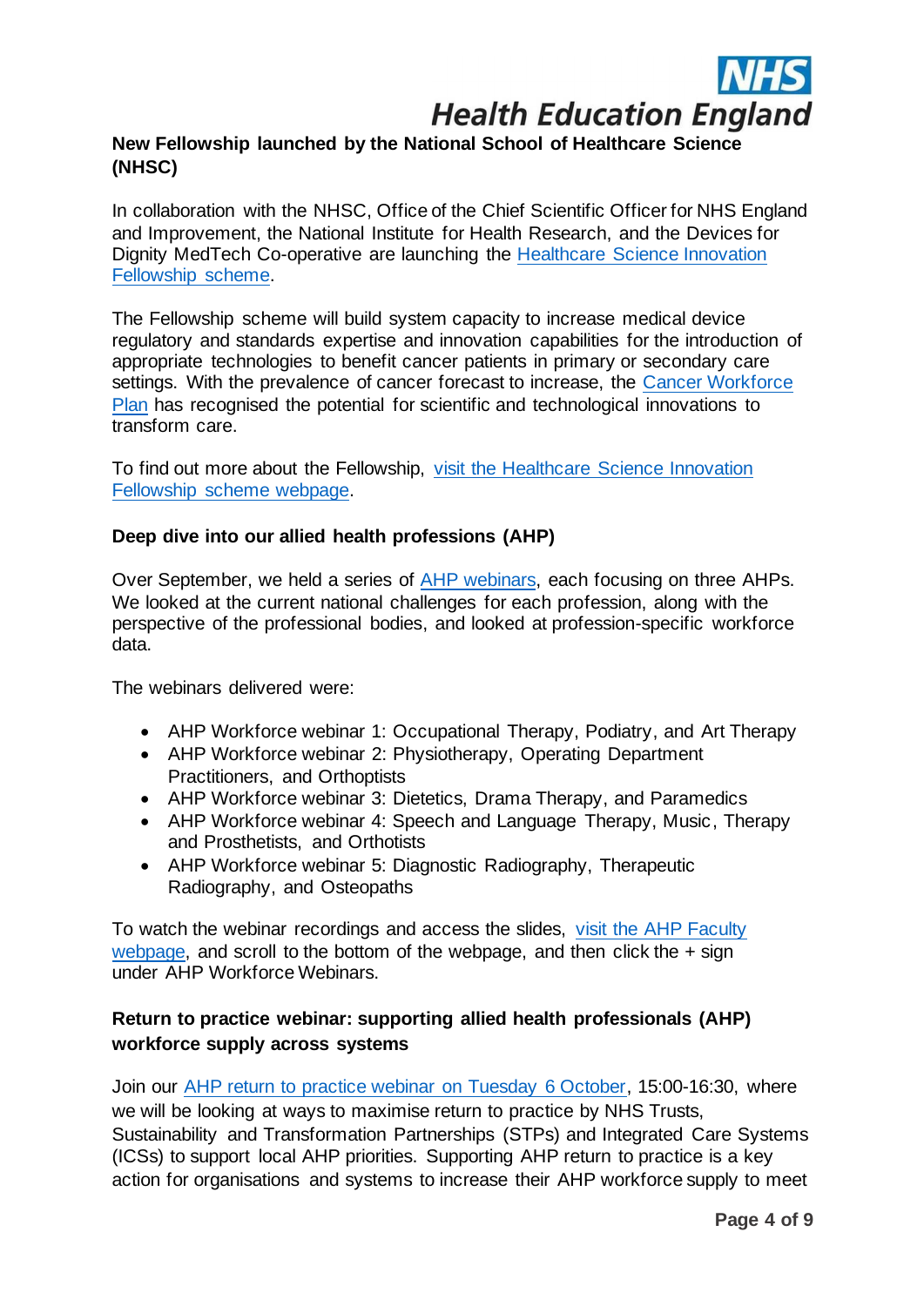## New Fellowship launched by the National School of Healthcare Science (NHSC)

In collaboration with the NHSC, Office of the Chief Scientific Officer for NHS England and Improvement, the National Institute for Health Research, and the Devices for Dignity MedTech Co-operative are launching the [Healthcare Science Innovation Fellowship scheme]().

The Fellowship scheme will build system capacity to increase medical device regulatory and standards expertise and innovation capabilities for the introduction of appropriate technologies to benefit cancer patients in primary or secondary care settings. With the prevalence of cancer forecast to increase, the [Cancer Workforce Plan]() has recognised the potential for scientific and technological innovations to transform care.

To find out more about the Fellowship, [visit the Healthcare Science Innovation Fellowship scheme webpage]().

## Deep dive into our allied health professions (AHP)

Over September, we held a series of [AHP webinars](), each focusing on three AHPs. We looked at the current national challenges for each profession, along with the perspective of the professional bodies, and looked at profession-specific workforce data.

The webinars delivered were:

- AHP Workforce webinar 1: Occupational Therapy, Podiatry, and Art Therapy
- AHP Workforce webinar 2: Physiotherapy, Operating Department Practitioners, and Orthoptists
- AHP Workforce webinar 3: Dietetics, Drama Therapy, and Paramedics
- AHP Workforce webinar 4: Speech and Language Therapy, Music, Therapy and Prosthetists, and Orthotists
- AHP Workforce webinar 5: Diagnostic Radiography, Therapeutic Radiography, and Osteopaths

To watch the webinar recordings and access the slides, [visit the AHP Faculty webpage](), and scroll to the bottom of the webpage, and then click the + sign under AHP Workforce Webinars.

## Return to practice webinar: supporting allied health professionals (AHP) workforce supply across systems

Join our [AHP return to practice webinar on Tuesday 6 October](), 15:00-16:30, where we will be looking at ways to maximise return to practice by NHS Trusts, Sustainability and Transformation Partnerships (STPs) and Integrated Care Systems (ICSs) to support local AHP priorities. Supporting AHP return to practice is a key action for organisations and systems to increase their AHP workforce supply to meet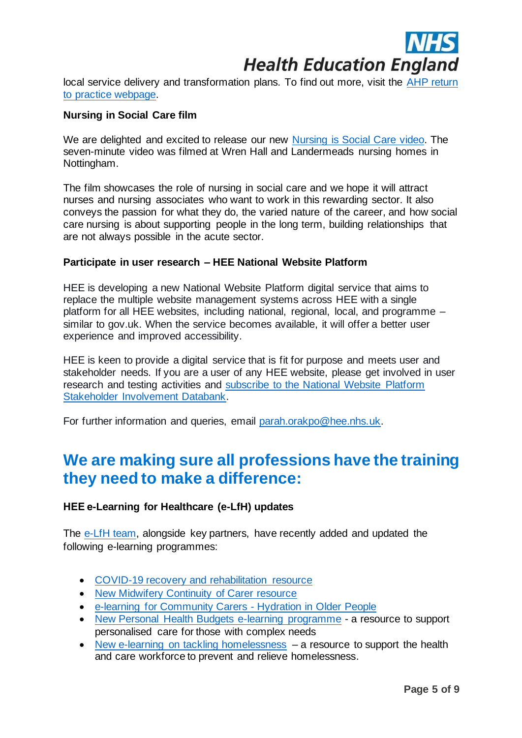local service delivery and transformation plans. To find out more, visit the AHP return to practice webpage.

**Nursing in Social Care film**

We are delighted and excited to release our new Nursing is Social Care video. The seven-minute video was filmed at Wren Hall and Landermeads nursing homes in Nottingham.

The film showcases the role of nursing in social care and we hope it will attract nurses and nursing associates who want to work in this rewarding sector. It also conveys the passion for what they do, the varied nature of the career, and how social care nursing is about supporting people in the long term, building relationships that are not always possible in the acute sector.

**Participate in user research – HEE National Website Platform**

HEE is developing a new National Website Platform digital service that aims to replace the multiple website management systems across HEE with a single platform for all HEE websites, including national, regional, local, and programme – similar to gov.uk. When the service becomes available, it will offer a better user experience and improved accessibility.

HEE is keen to provide a digital service that is fit for purpose and meets user and stakeholder needs. If you are a user of any HEE website, please get involved in user research and testing activities and subscribe to the National Website Platform Stakeholder Involvement Databank.

For further information and queries, email parah.orakpo@hee.nhs.uk.

## We are making sure all professions have the training they need to make a difference:

**HEE e-Learning for Healthcare (e-LfH) updates**

The e-LfH team, alongside key partners, have recently added and updated the following e-learning programmes:

- COVID-19 recovery and rehabilitation resource
- New Midwifery Continuity of Carer resource
- e-learning for Community Carers - Hydration in Older People
- New Personal Health Budgets e-learning programme - a resource to support personalised care for those with complex needs
- New e-learning on tackling homelessness – a resource to support the health and care workforce to prevent and relieve homelessness.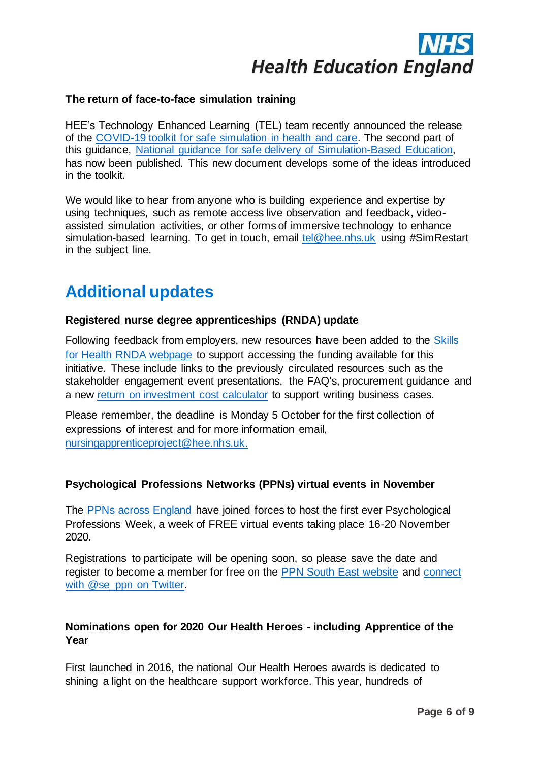**The return of face-to-face simulation training**

HEE's Technology Enhanced Learning (TEL) team recently announced the release of the COVID-19 toolkit for safe simulation in health and care. The second part of this guidance, National guidance for safe delivery of Simulation-Based Education, has now been published. This new document develops some of the ideas introduced in the toolkit.

We would like to hear from anyone who is building experience and expertise by using techniques, such as remote access live observation and feedback, video-assisted simulation activities, or other forms of immersive technology to enhance simulation-based learning. To get in touch, email tel@hee.nhs.uk using #SimRestart in the subject line.

## Additional updates

**Registered nurse degree apprenticeships (RNDA) update**

Following feedback from employers, new resources have been added to the Skills for Health RNDA webpage to support accessing the funding available for this initiative. These include links to the previously circulated resources such as the stakeholder engagement event presentations, the FAQ's, procurement guidance and a new return on investment cost calculator to support writing business cases.

Please remember, the deadline is Monday 5 October for the first collection of expressions of interest and for more information email, nursingapprenticeproject@hee.nhs.uk.

**Psychological Professions Networks (PPNs) virtual events in November**

The PPNs across England have joined forces to host the first ever Psychological Professions Week, a week of FREE virtual events taking place 16-20 November 2020.

Registrations to participate will be opening soon, so please save the date and register to become a member for free on the PPN South East website and connect with @se_ppn on Twitter.

**Nominations open for 2020 Our Health Heroes - including Apprentice of the Year**

First launched in 2016, the national Our Health Heroes awards is dedicated to shining a light on the healthcare support workforce. This year, hundreds of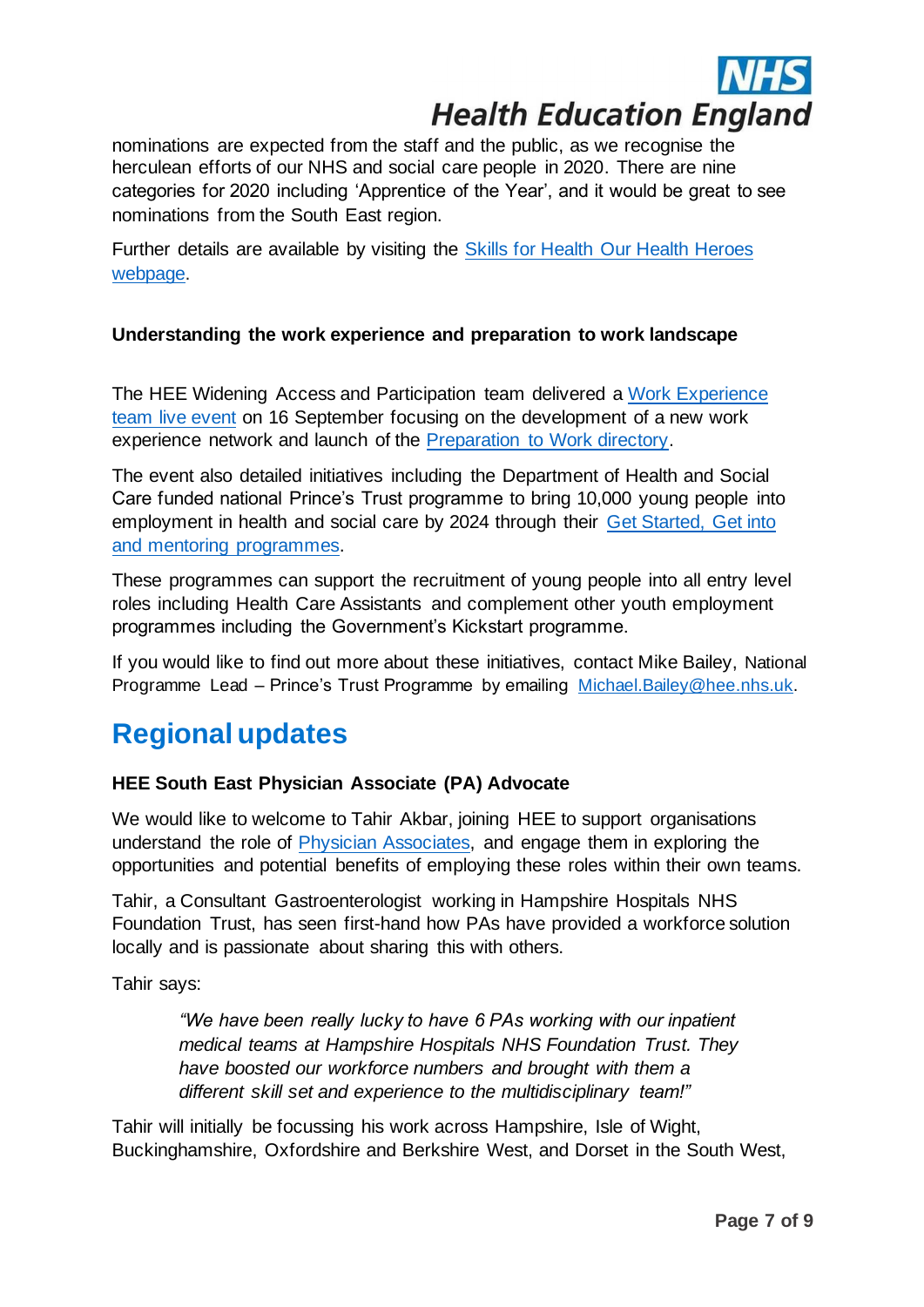nominations are expected from the staff and the public, as we recognise the herculean efforts of our NHS and social care people in 2020. There are nine categories for 2020 including 'Apprentice of the Year', and it would be great to see nominations from the South East region.

Further details are available by visiting the Skills for Health Our Health Heroes webpage.

**Understanding the work experience and preparation to work landscape**

The HEE Widening Access and Participation team delivered a Work Experience team live event on 16 September focusing on the development of a new work experience network and launch of the Preparation to Work directory.

The event also detailed initiatives including the Department of Health and Social Care funded national Prince's Trust programme to bring 10,000 young people into employment in health and social care by 2024 through their Get Started, Get into and mentoring programmes.

These programmes can support the recruitment of young people into all entry level roles including Health Care Assistants and complement other youth employment programmes including the Government's Kickstart programme.

If you would like to find out more about these initiatives, contact Mike Bailey, National Programme Lead – Prince's Trust Programme by emailing Michael.Bailey@hee.nhs.uk.

## Regional updates

**HEE South East Physician Associate (PA) Advocate**

We would like to welcome to Tahir Akbar, joining HEE to support organisations understand the role of Physician Associates, and engage them in exploring the opportunities and potential benefits of employing these roles within their own teams.

Tahir, a Consultant Gastroenterologist working in Hampshire Hospitals NHS Foundation Trust, has seen first-hand how PAs have provided a workforce solution locally and is passionate about sharing this with others.

Tahir says:

> *"We have been really lucky to have 6 PAs working with our inpatient medical teams at Hampshire Hospitals NHS Foundation Trust. They have boosted our workforce numbers and brought with them a different skill set and experience to the multidisciplinary team!"*

Tahir will initially be focussing his work across Hampshire, Isle of Wight, Buckinghamshire, Oxfordshire and Berkshire West, and Dorset in the South West,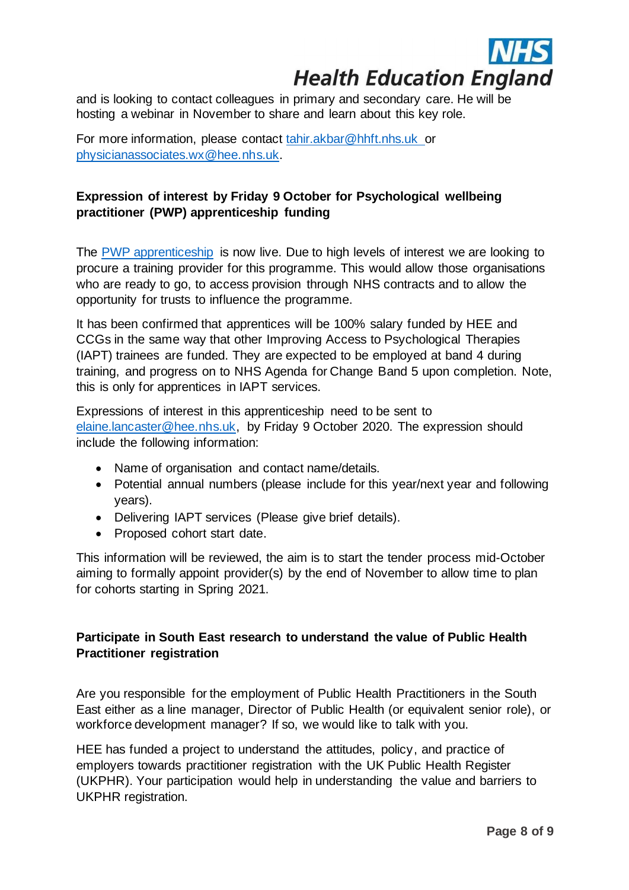and is looking to contact colleagues in primary and secondary care. He will be hosting a webinar in November to share and learn about this key role.

For more information, please contact [tahir.akbar@hhft.nhs.uk](mailto:tahir.akbar@hhft.nhs.uk) or [physicianassociates.wx@hee.nhs.uk](mailto:physicianassociates.wx@hee.nhs.uk).

**Expression of interest by Friday 9 October for Psychological wellbeing practitioner (PWP) apprenticeship funding**

The PWP apprenticeship is now live. Due to high levels of interest we are looking to procure a training provider for this programme. This would allow those organisations who are ready to go, to access provision through NHS contracts and to allow the opportunity for trusts to influence the programme.

It has been confirmed that apprentices will be 100% salary funded by HEE and CCGs in the same way that other Improving Access to Psychological Therapies (IAPT) trainees are funded. They are expected to be employed at band 4 during training, and progress on to NHS Agenda for Change Band 5 upon completion. Note, this is only for apprentices in IAPT services.

Expressions of interest in this apprenticeship need to be sent to [elaine.lancaster@hee.nhs.uk](mailto:elaine.lancaster@hee.nhs.uk), by Friday 9 October 2020. The expression should include the following information:

- Name of organisation and contact name/details.
- Potential annual numbers (please include for this year/next year and following years).
- Delivering IAPT services (Please give brief details).
- Proposed cohort start date.

This information will be reviewed, the aim is to start the tender process mid-October aiming to formally appoint provider(s) by the end of November to allow time to plan for cohorts starting in Spring 2021.

**Participate in South East research to understand the value of Public Health Practitioner registration**

Are you responsible for the employment of Public Health Practitioners in the South East either as a line manager, Director of Public Health (or equivalent senior role), or workforce development manager? If so, we would like to talk with you.

HEE has funded a project to understand the attitudes, policy, and practice of employers towards practitioner registration with the UK Public Health Register (UKPHR). Your participation would help in understanding the value and barriers to UKPHR registration.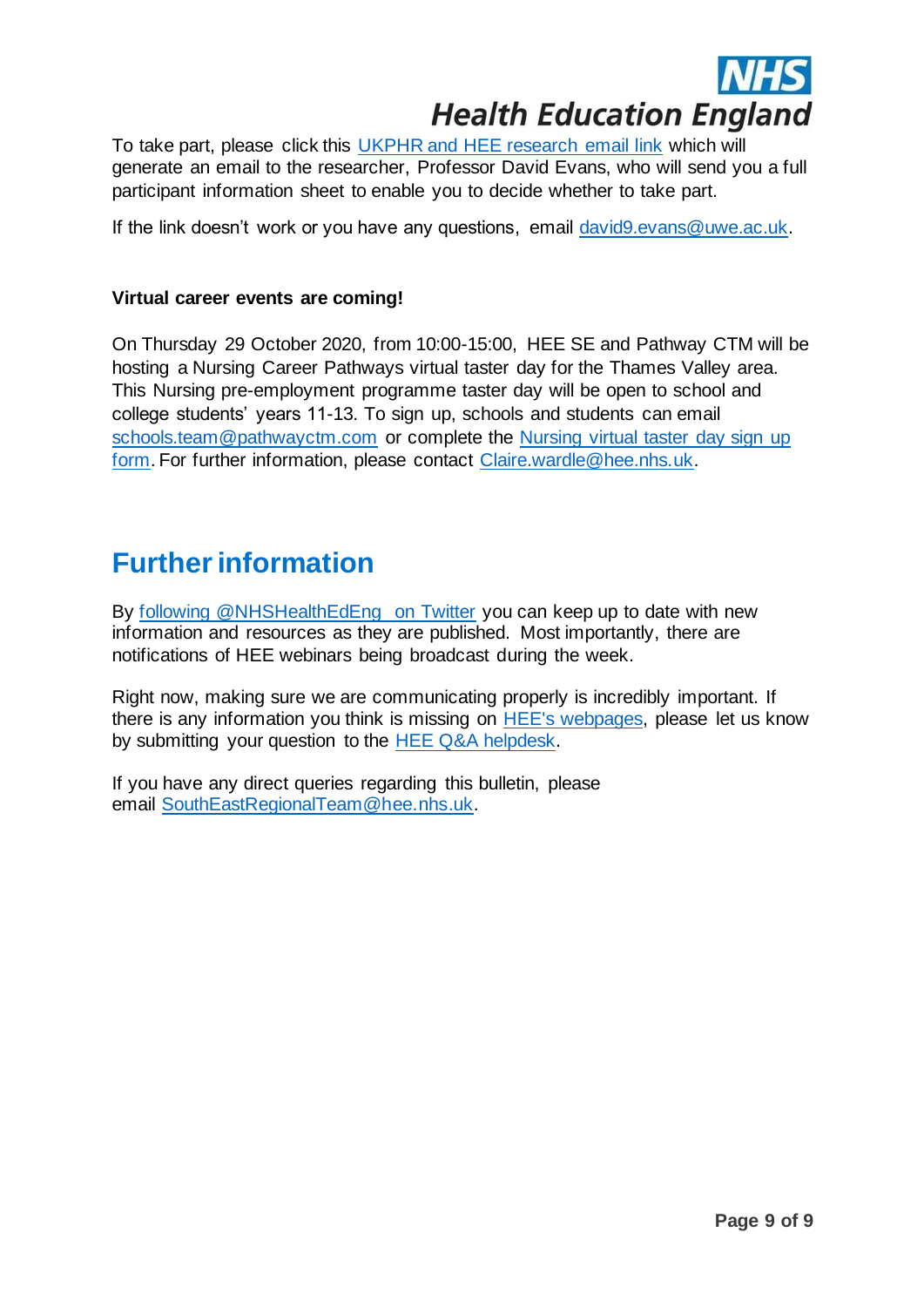To take part, please click this UKPHR and HEE research email link which will generate an email to the researcher, Professor David Evans, who will send you a full participant information sheet to enable you to decide whether to take part.

If the link doesn't work or you have any questions, email david9.evans@uwe.ac.uk.

**Virtual career events are coming!**

On Thursday 29 October 2020, from 10:00-15:00, HEE SE and Pathway CTM will be hosting a Nursing Career Pathways virtual taster day for the Thames Valley area. This Nursing pre-employment programme taster day will be open to school and college students' years 11-13. To sign up, schools and students can email schools.team@pathwayctm.com or complete the Nursing virtual taster day sign up form. For further information, please contact Claire.wardle@hee.nhs.uk.

# Further information

By following @NHSHealthEdEng on Twitter you can keep up to date with new information and resources as they are published. Most importantly, there are notifications of HEE webinars being broadcast during the week.

Right now, making sure we are communicating properly is incredibly important. If there is any information you think is missing on HEE's webpages, please let us know by submitting your question to the HEE Q&A helpdesk.

If you have any direct queries regarding this bulletin, please email SouthEastRegionalTeam@hee.nhs.uk.